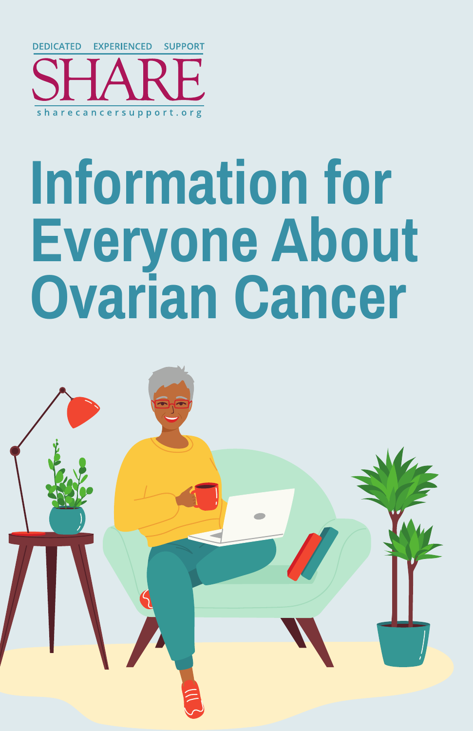DEDICATED EXPERIENCED SUPPORT

SHARE

sharecancersupport.org

# Information for Everyone About Ovarian Cancer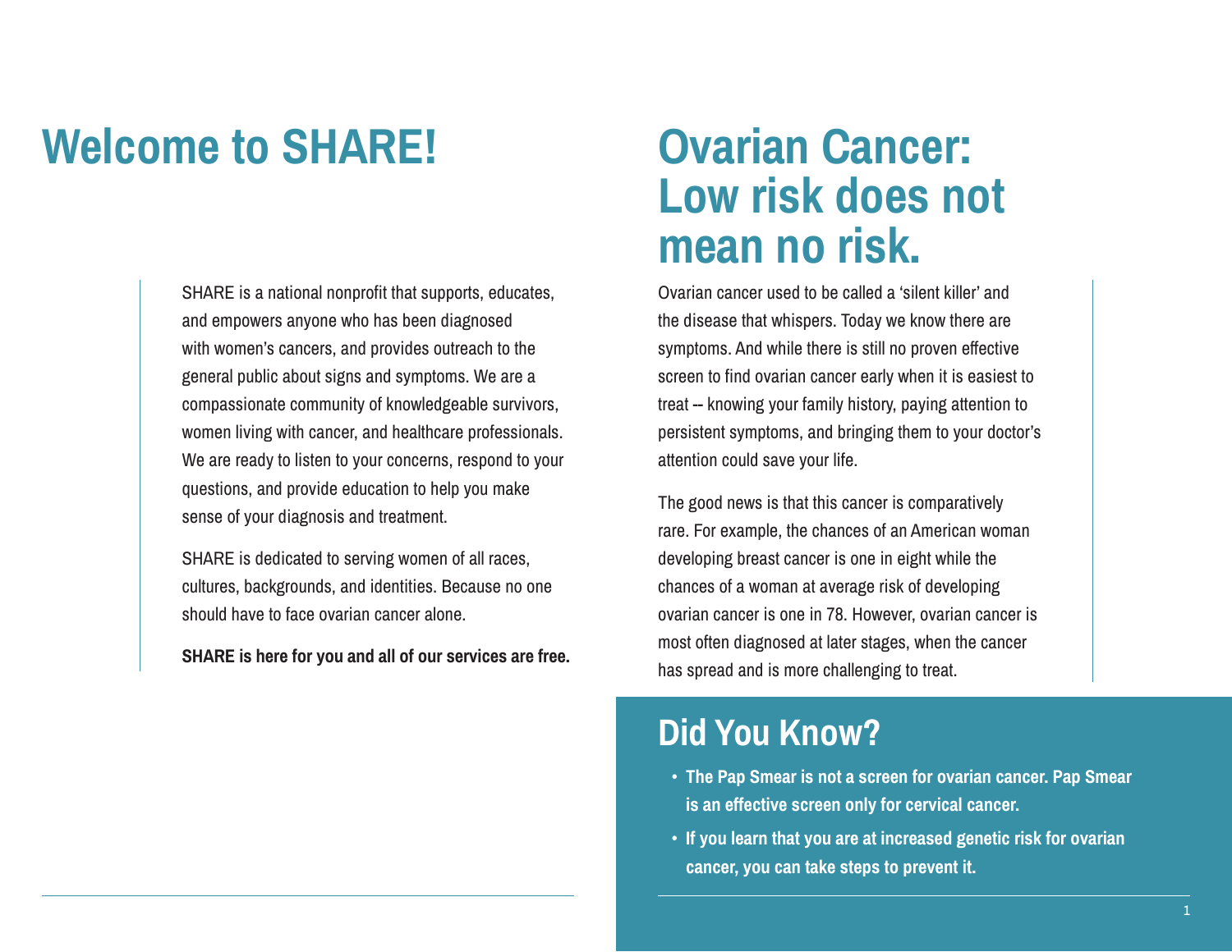# Welcome to SHARE!

SHARE is a national nonprofit that supports, educates, and empowers anyone who has been diagnosed with women's cancers, and provides outreach to the general public about signs and symptoms. We are a compassionate community of knowledgeable survivors, women living with cancer, and healthcare professionals. We are ready to listen to your concerns, respond to your questions, and provide education to help you make sense of your diagnosis and treatment.

SHARE is dedicated to serving women of all races, cultures, backgrounds, and identities. Because no one should have to face ovarian cancer alone.

**SHARE is here for you and all of our services are free.**

# Ovarian Cancer: Low risk does not mean no risk.

Ovarian cancer used to be called a 'silent killer' and the disease that whispers. Today we know there are symptoms. And while there is still no proven effective screen to find ovarian cancer early when it is easiest to treat -- knowing your family history, paying attention to persistent symptoms, and bringing them to your doctor's attention could save your life.

The good news is that this cancer is comparatively rare. For example, the chances of an American woman developing breast cancer is one in eight while the chances of a woman at average risk of developing ovarian cancer is one in 78. However, ovarian cancer is most often diagnosed at later stages, when the cancer has spread and is more challenging to treat.

## Did You Know?

- **The Pap Smear is not a screen for ovarian cancer. Pap Smear is an effective screen only for cervical cancer.**
- **If you learn that you are at increased genetic risk for ovarian cancer, you can take steps to prevent it.**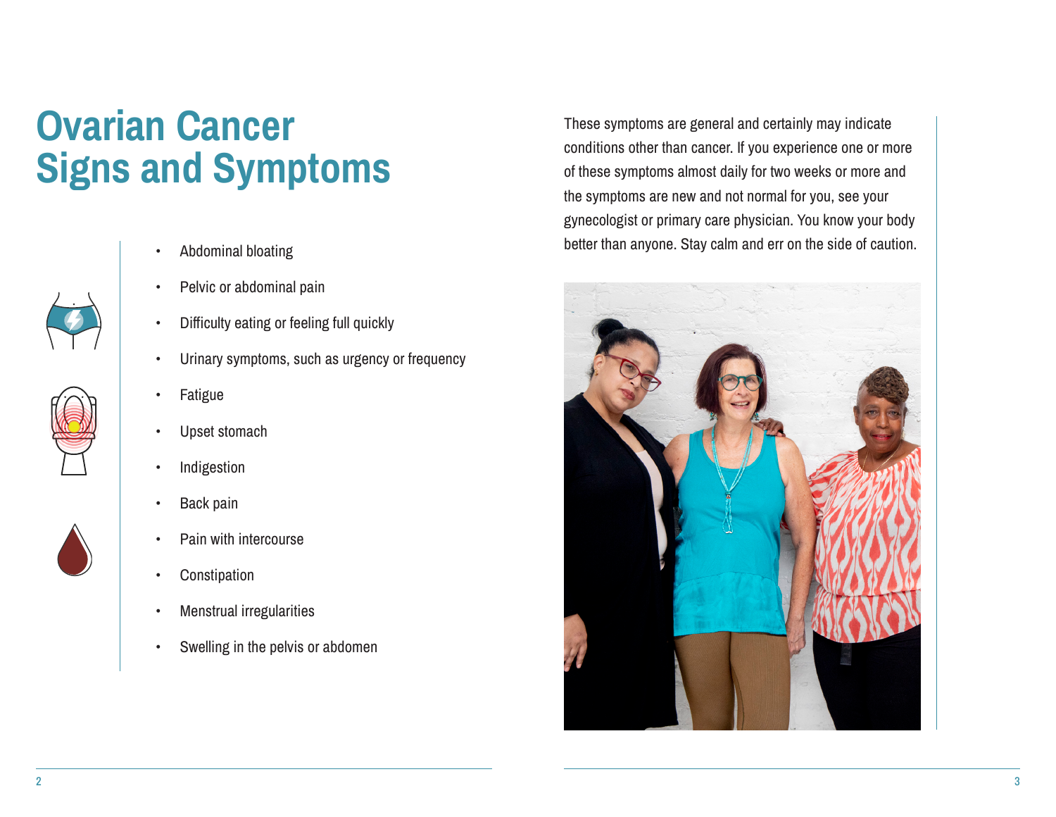# Ovarian Cancer Signs and Symptoms

- Abdominal bloating
- Pelvic or abdominal pain
- Difficulty eating or feeling full quickly
- Urinary symptoms, such as urgency or frequency
- Fatigue
- Upset stomach
- Indigestion
- Back pain
- Pain with intercourse
- Constipation
- Menstrual irregularities
- Swelling in the pelvis or abdomen

These symptoms are general and certainly may indicate conditions other than cancer. If you experience one or more of these symptoms almost daily for two weeks or more and the symptoms are new and not normal for you, see your gynecologist or primary care physician. You know your body better than anyone. Stay calm and err on the side of caution.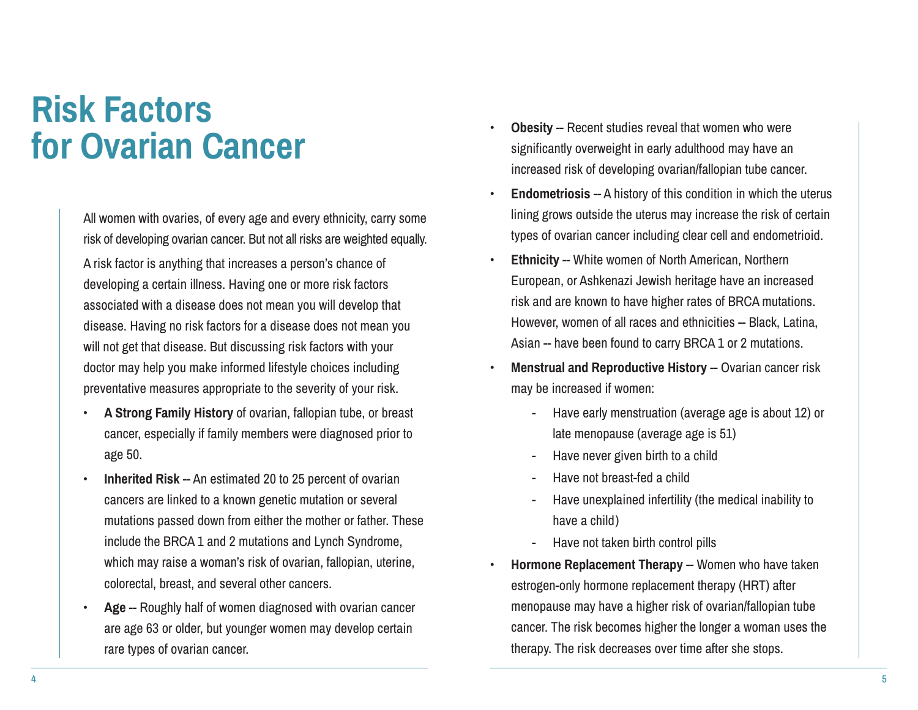# Risk Factors for Ovarian Cancer

All women with ovaries, of every age and every ethnicity, carry some risk of developing ovarian cancer. But not all risks are weighted equally.

A risk factor is anything that increases a person's chance of developing a certain illness. Having one or more risk factors associated with a disease does not mean you will develop that disease. Having no risk factors for a disease does not mean you will not get that disease. But discussing risk factors with your doctor may help you make informed lifestyle choices including preventative measures appropriate to the severity of your risk.

- **A Strong Family History** of ovarian, fallopian tube, or breast cancer, especially if family members were diagnosed prior to age 50.
- **Inherited Risk** -- An estimated 20 to 25 percent of ovarian cancers are linked to a known genetic mutation or several mutations passed down from either the mother or father. These include the BRCA 1 and 2 mutations and Lynch Syndrome, which may raise a woman's risk of ovarian, fallopian, uterine, colorectal, breast, and several other cancers.
- **Age** -- Roughly half of women diagnosed with ovarian cancer are age 63 or older, but younger women may develop certain rare types of ovarian cancer.
- **Obesity** -- Recent studies reveal that women who were significantly overweight in early adulthood may have an increased risk of developing ovarian/fallopian tube cancer.
- **Endometriosis** -- A history of this condition in which the uterus lining grows outside the uterus may increase the risk of certain types of ovarian cancer including clear cell and endometrioid.
- **Ethnicity** -- White women of North American, Northern European, or Ashkenazi Jewish heritage have an increased risk and are known to have higher rates of BRCA mutations. However, women of all races and ethnicities -- Black, Latina, Asian -- have been found to carry BRCA 1 or 2 mutations.
- **Menstrual and Reproductive History** -- Ovarian cancer risk may be increased if women:
  - Have early menstruation (average age is about 12) or late menopause (average age is 51)
  - Have never given birth to a child
  - Have not breast-fed a child
  - Have unexplained infertility (the medical inability to have a child)
  - Have not taken birth control pills
- **Hormone Replacement Therapy** -- Women who have taken estrogen-only hormone replacement therapy (HRT) after menopause may have a higher risk of ovarian/fallopian tube cancer. The risk becomes higher the longer a woman uses the therapy. The risk decreases over time after she stops.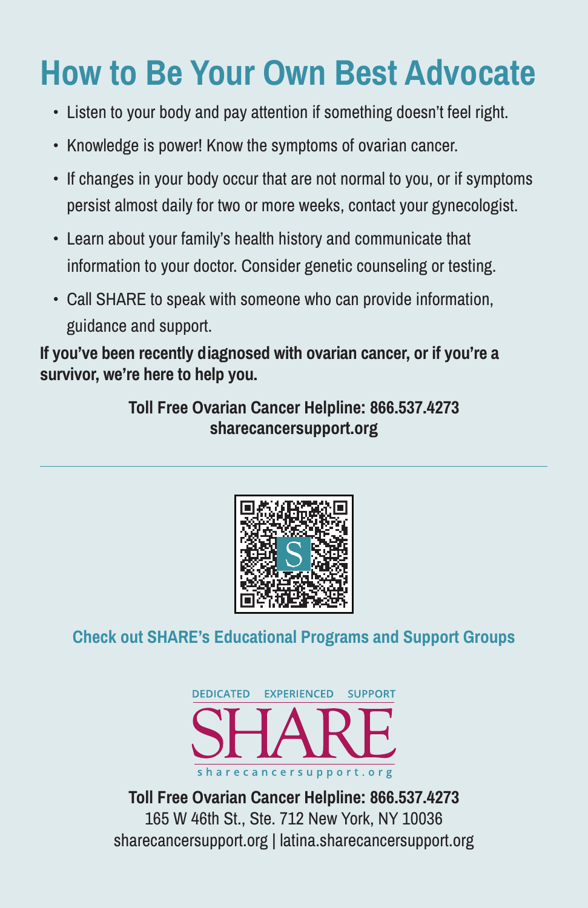# How to Be Your Own Best Advocate

- Listen to your body and pay attention if something doesn't feel right.
- Knowledge is power! Know the symptoms of ovarian cancer.
- If changes in your body occur that are not normal to you, or if symptoms persist almost daily for two or more weeks, contact your gynecologist.
- Learn about your family's health history and communicate that information to your doctor. Consider genetic counseling or testing.
- Call SHARE to speak with someone who can provide information, guidance and support.

**If you've been recently diagnosed with ovarian cancer, or if you're a survivor, we're here to help you.**

**Toll Free Ovarian Cancer Helpline: 866.537.4273**
**sharecancersupport.org**

---

**Check out SHARE's Educational Programs and Support Groups**

DEDICATED EXPERIENCED SUPPORT

SHARE

sharecancersupport.org

**Toll Free Ovarian Cancer Helpline: 866.537.4273**
165 W 46th St., Ste. 712 New York, NY 10036
sharecancersupport.org | latina.sharecancersupport.org